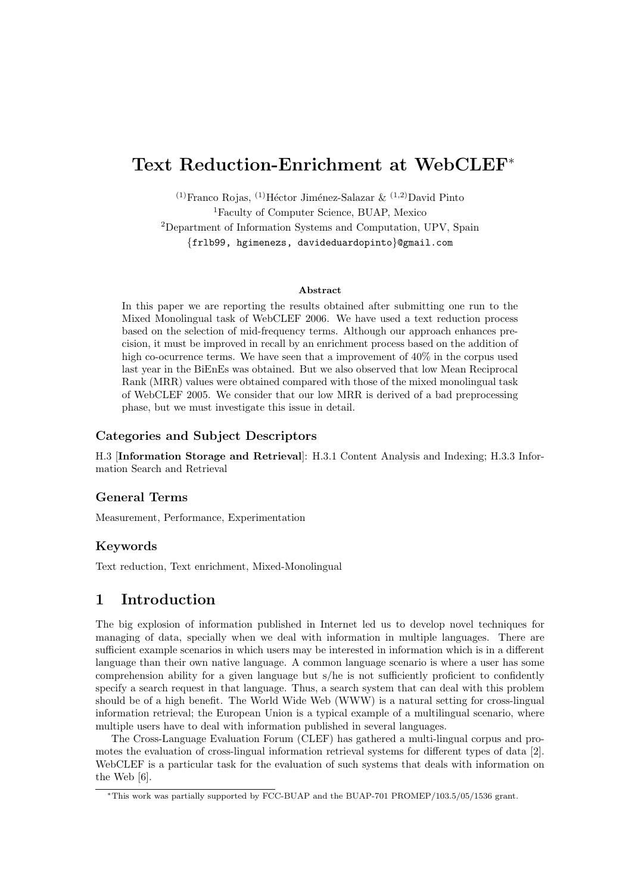# Text Reduction-Enrichment at WebCLEF*

[1] Franco Rojas, [1] Héctor Jiménez-Salazar & [1,2] David Pinto

[1] Faculty of Computer Science, BUAP, Mexico

[2] Department of Information Systems and Computation, UPV, Spain

{frlb99, hgimenezs, davideduardopinto}@gmail.com

### Abstract

In this paper we are reporting the results obtained after submitting one run to the Mixed Monolingual task of WebCLEF 2006. We have used a text reduction process based on the selection of mid-frequency terms. Although our approach enhances precision, it must be improved in recall by an enrichment process based on the addition of high co-ocurrence terms. We have seen that a improvement of 40% in the corpus used last year in the BiEnEs was obtained. But we also observed that low Mean Reciprocal Rank (MRR) values were obtained compared with those of the mixed monolingual task of WebCLEF 2005. We consider that our low MRR is derived of a bad preprocessing phase, but we must investigate this issue in detail.

### Categories and Subject Descriptors

H.3 [**Information Storage and Retrieval**]: H.3.1 Content Analysis and Indexing; H.3.3 Information Search and Retrieval

### General Terms

Measurement, Performance, Experimentation

### Keywords

Text reduction, Text enrichment, Mixed-Monolingual

## 1 Introduction

The big explosion of information published in Internet led us to develop novel techniques for managing of data, specially when we deal with information in multiple languages. There are sufficient example scenarios in which users may be interested in information which is in a different language than their own native language. A common language scenario is where a user has some comprehension ability for a given language but s/he is not sufficiently proficient to confidently specify a search request in that language. Thus, a search system that can deal with this problem should be of a high benefit. The World Wide Web (WWW) is a natural setting for cross-lingual information retrieval; the European Union is a typical example of a multilingual scenario, where multiple users have to deal with information published in several languages.

The Cross-Language Evaluation Forum (CLEF) has gathered a multi-lingual corpus and promotes the evaluation of cross-lingual information retrieval systems for different types of data [2]. WebCLEF is a particular task for the evaluation of such systems that deals with information on the Web [6].

*This work was partially supported by FCC-BUAP and the BUAP-701 PROMEP/103.5/05/1536 grant.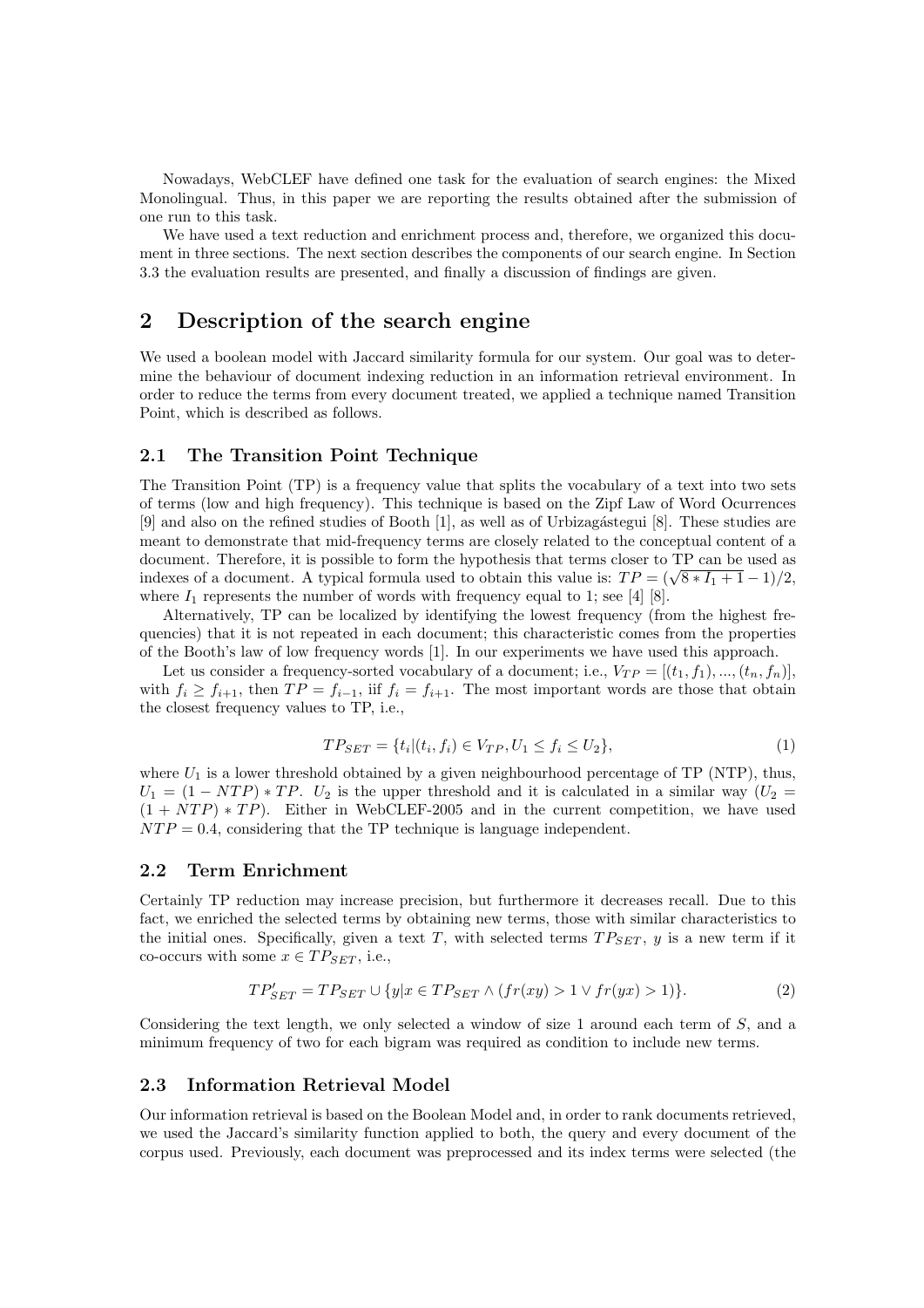Nowadays, WebCLEF have defined one task for the evaluation of search engines: the Mixed Monolingual. Thus, in this paper we are reporting the results obtained after the submission of one run to this task.

We have used a text reduction and enrichment process and, therefore, we organized this document in three sections. The next section describes the components of our search engine. In Section 3.3 the evaluation results are presented, and finally a discussion of findings are given.

## 2 Description of the search engine

We used a boolean model with Jaccard similarity formula for our system. Our goal was to determine the behaviour of document indexing reduction in an information retrieval environment. In order to reduce the terms from every document treated, we applied a technique named Transition Point, which is described as follows.

### 2.1 The Transition Point Technique

The Transition Point (TP) is a frequency value that splits the vocabulary of a text into two sets of terms (low and high frequency). This technique is based on the Zipf Law of Word Ocurrences [9] and also on the refined studies of Booth [1], as well as of Urbizagástegui [8]. These studies are meant to demonstrate that mid-frequency terms are closely related to the conceptual content of a document. Therefore, it is possible to form the hypothesis that terms closer to TP can be used as indexes of a document. A typical formula used to obtain this value is: $TP = (\sqrt{8 * I_1 + 1} - 1)/2$, where $I_1$ represents the number of words with frequency equal to 1; see [4] [8].

Alternatively, TP can be localized by identifying the lowest frequency (from the highest frequencies) that it is not repeated in each document; this characteristic comes from the properties of the Booth's law of low frequency words [1]. In our experiments we have used this approach.

Let us consider a frequency-sorted vocabulary of a document; i.e., $V_{TP} = [(t_1, f_1), ..., (t_n, f_n)]$, with $f_i \geq f_{i+1}$, then $TP = f_{i-1}$, iif $f_i = f_{i+1}$. The most important words are those that obtain the closest frequency values to TP, i.e.,

$$TP_{SET} = \{t_i | (t_i, f_i) \in V_{TP}, U_1 \leq f_i \leq U_2\}, \tag{1}$$

where $U_1$ is a lower threshold obtained by a given neighbourhood percentage of TP (NTP), thus, $U_1 = (1 - NTP) * TP$. $U_2$ is the upper threshold and it is calculated in a similar way ($U_2 = (1 + NTP) * TP$). Either in WebCLEF-2005 and in the current competition, we have used $NTP = 0.4$, considering that the TP technique is language independent.

### 2.2 Term Enrichment

Certainly TP reduction may increase precision, but furthermore it decreases recall. Due to this fact, we enriched the selected terms by obtaining new terms, those with similar characteristics to the initial ones. Specifically, given a text $T$, with selected terms $TP_{SET}$, $y$ is a new term if it co-occurs with some $x \in TP_{SET}$, i.e.,

$$TP'_{SET} = TP_{SET} \cup \{y | x \in TP_{SET} \wedge (fr(xy) > 1 \vee fr(yx) > 1)\}. \tag{2}$$

Considering the text length, we only selected a window of size 1 around each term of $S$, and a minimum frequency of two for each bigram was required as condition to include new terms.

### 2.3 Information Retrieval Model

Our information retrieval is based on the Boolean Model and, in order to rank documents retrieved, we used the Jaccard's similarity function applied to both, the query and every document of the corpus used. Previously, each document was preprocessed and its index terms were selected (the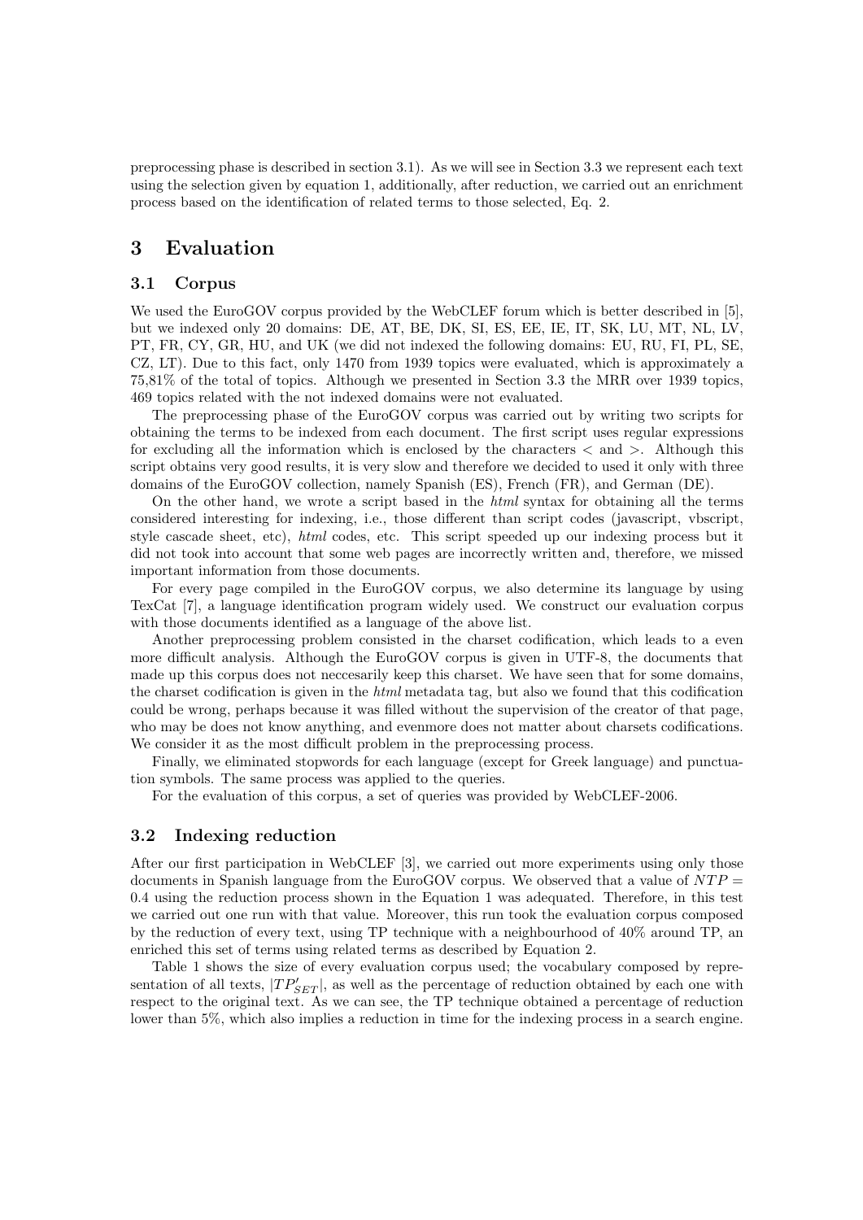preprocessing phase is described in section 3.1). As we will see in Section 3.3 we represent each text using the selection given by equation 1, additionally, after reduction, we carried out an enrichment process based on the identification of related terms to those selected, Eq. 2.

# 3 Evaluation

## 3.1 Corpus

We used the EuroGOV corpus provided by the WebCLEF forum which is better described in [5], but we indexed only 20 domains: DE, AT, BE, DK, SI, ES, EE, IE, IT, SK, LU, MT, NL, LV, PT, FR, CY, GR, HU, and UK (we did not indexed the following domains: EU, RU, FI, PL, SE, CZ, LT). Due to this fact, only 1470 from 1939 topics were evaluated, which is approximately a 75,81% of the total of topics. Although we presented in Section 3.3 the MRR over 1939 topics, 469 topics related with the not indexed domains were not evaluated.

The preprocessing phase of the EuroGOV corpus was carried out by writing two scripts for obtaining the terms to be indexed from each document. The first script uses regular expressions for excluding all the information which is enclosed by the characters < and >. Although this script obtains very good results, it is very slow and therefore we decided to used it only with three domains of the EuroGOV collection, namely Spanish (ES), French (FR), and German (DE).

On the other hand, we wrote a script based in the *html* syntax for obtaining all the terms considered interesting for indexing, i.e., those different than script codes (javascript, vbscript, style cascade sheet, etc), *html* codes, etc. This script speeded up our indexing process but it did not took into account that some web pages are incorrectly written and, therefore, we missed important information from those documents.

For every page compiled in the EuroGOV corpus, we also determine its language by using TexCat [7], a language identification program widely used. We construct our evaluation corpus with those documents identified as a language of the above list.

Another preprocessing problem consisted in the charset codification, which leads to a even more difficult analysis. Although the EuroGOV corpus is given in UTF-8, the documents that made up this corpus does not neccesarily keep this charset. We have seen that for some domains, the charset codification is given in the *html* metadata tag, but also we found that this codification could be wrong, perhaps because it was filled without the supervision of the creator of that page, who may be does not know anything, and evenmore does not matter about charsets codifications. We consider it as the most difficult problem in the preprocessing process.

Finally, we eliminated stopwords for each language (except for Greek language) and punctuation symbols. The same process was applied to the queries.

For the evaluation of this corpus, a set of queries was provided by WebCLEF-2006.

## 3.2 Indexing reduction

After our first participation in WebCLEF [3], we carried out more experiments using only those documents in Spanish language from the EuroGOV corpus. We observed that a value of $NTP = 0.4$ using the reduction process shown in the Equation 1 was adequated. Therefore, in this test we carried out one run with that value. Moreover, this run took the evaluation corpus composed by the reduction of every text, using TP technique with a neighbourhood of 40% around TP, an enriched this set of terms using related terms as described by Equation 2.

Table 1 shows the size of every evaluation corpus used; the vocabulary composed by representation of all texts, $|TP'_{SET}|$, as well as the percentage of reduction obtained by each one with respect to the original text. As we can see, the TP technique obtained a percentage of reduction lower than 5%, which also implies a reduction in time for the indexing process in a search engine.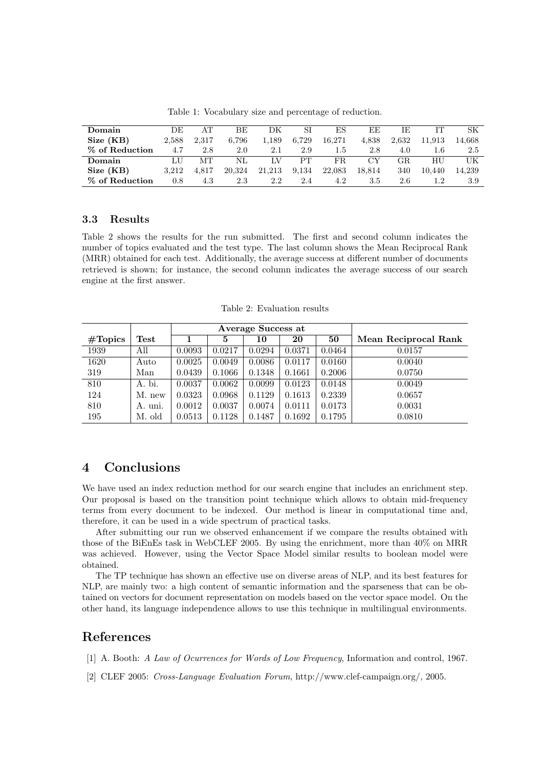Table 1: Vocabulary size and percentage of reduction.

| **Domain** | DE | AT | BE | DK | SI | ES | EE | IE | IT | SK |
|---|---|---|---|---|---|---|---|---|---|---|
| **Size (KB)** | 2,588 | 2,317 | 6,796 | 1,189 | 6,729 | 16,271 | 4,838 | 2,632 | 11,913 | 14,668 |
| **% of Reduction** | 4.7 | 2.8 | 2.0 | 2.1 | 2.9 | 1.5 | 2.8 | 4.0 | 1.6 | 2.5 |
| **Domain** | LU | MT | NL | LV | PT | FR | CY | GR | HU | UK |
| **Size (KB)** | 3,212 | 4,817 | 20,324 | 21,213 | 9,134 | 22,083 | 18,814 | 340 | 10,440 | 14,239 |
| **% of Reduction** | 0.8 | 4.3 | 2.3 | 2.2 | 2.4 | 4.2 | 3.5 | 2.6 | 1.2 | 3.9 |

### 3.3 Results

Table 2 shows the results for the run submitted. The first and second column indicates the number of topics evaluated and the test type. The last column shows the Mean Reciprocal Rank (MRR) obtained for each test. Additionally, the average success at different number of documents retrieved is shown; for instance, the second column indicates the average success of our search engine at the first answer.

Table 2: Evaluation results

| | | **Average Success at** | | | | | |
|---|---|---|---|---|---|---|---|
| **#Topics** | **Test** | **1** | **5** | **10** | **20** | **50** | **Mean Reciprocal Rank** |
| 1939 | All | 0.0093 | 0.0217 | 0.0294 | 0.0371 | 0.0464 | 0.0157 |
| 1620 | Auto | 0.0025 | 0.0049 | 0.0086 | 0.0117 | 0.0160 | 0.0040 |
| 319 | Man | 0.0439 | 0.1066 | 0.1348 | 0.1661 | 0.2006 | 0.0750 |
| 810 | A. bi. | 0.0037 | 0.0062 | 0.0099 | 0.0123 | 0.0148 | 0.0049 |
| 124 | M. new | 0.0323 | 0.0968 | 0.1129 | 0.1613 | 0.2339 | 0.0657 |
| 810 | A. uni. | 0.0012 | 0.0037 | 0.0074 | 0.0111 | 0.0173 | 0.0031 |
| 195 | M. old | 0.0513 | 0.1128 | 0.1487 | 0.1692 | 0.1795 | 0.0810 |

## 4 Conclusions

We have used an index reduction method for our search engine that includes an enrichment step. Our proposal is based on the transition point technique which allows to obtain mid-frequency terms from every document to be indexed. Our method is linear in computational time and, therefore, it can be used in a wide spectrum of practical tasks.

After submitting our run we observed enhancement if we compare the results obtained with those of the BiEnEs task in WebCLEF 2005. By using the enrichment, more than 40% on MRR was achieved. However, using the Vector Space Model similar results to boolean model were obtained.

The TP technique has shown an effective use on diverse areas of NLP, and its best features for NLP, are mainly two: a high content of semantic information and the sparseness that can be obtained on vectors for document representation on models based on the vector space model. On the other hand, its language independence allows to use this technique in multilingual environments.

## References

[1] A. Booth: *A Law of Ocurrences for Words of Low Frequency*, Information and control, 1967.

[2] CLEF 2005: *Cross-Language Evaluation Forum*, http://www.clef-campaign.org/, 2005.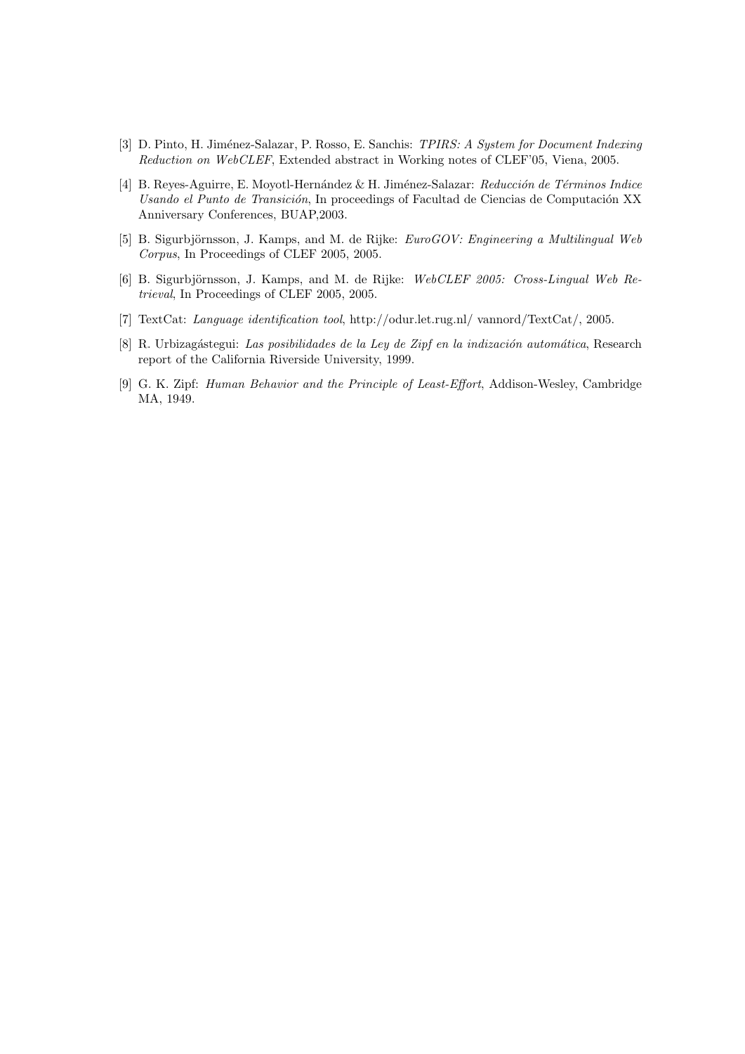[3] D. Pinto, H. Jiménez-Salazar, P. Rosso, E. Sanchis: *TPIRS: A System for Document Indexing Reduction on WebCLEF*, Extended abstract in Working notes of CLEF'05, Viena, 2005.

[4] B. Reyes-Aguirre, E. Moyotl-Hernández & H. Jiménez-Salazar: *Reducción de Términos Indice Usando el Punto de Transición*, In proceedings of Facultad de Ciencias de Computación XX Anniversary Conferences, BUAP,2003.

[5] B. Sigurbjörnsson, J. Kamps, and M. de Rijke: *EuroGOV: Engineering a Multilingual Web Corpus*, In Proceedings of CLEF 2005, 2005.

[6] B. Sigurbjörnsson, J. Kamps, and M. de Rijke: *WebCLEF 2005: Cross-Lingual Web Retrieval*, In Proceedings of CLEF 2005, 2005.

[7] TextCat: *Language identification tool*, http://odur.let.rug.nl/ vannord/TextCat/, 2005.

[8] R. Urbizagástegui: *Las posibilidades de la Ley de Zipf en la indización automática*, Research report of the California Riverside University, 1999.

[9] G. K. Zipf: *Human Behavior and the Principle of Least-Effort*, Addison-Wesley, Cambridge MA, 1949.